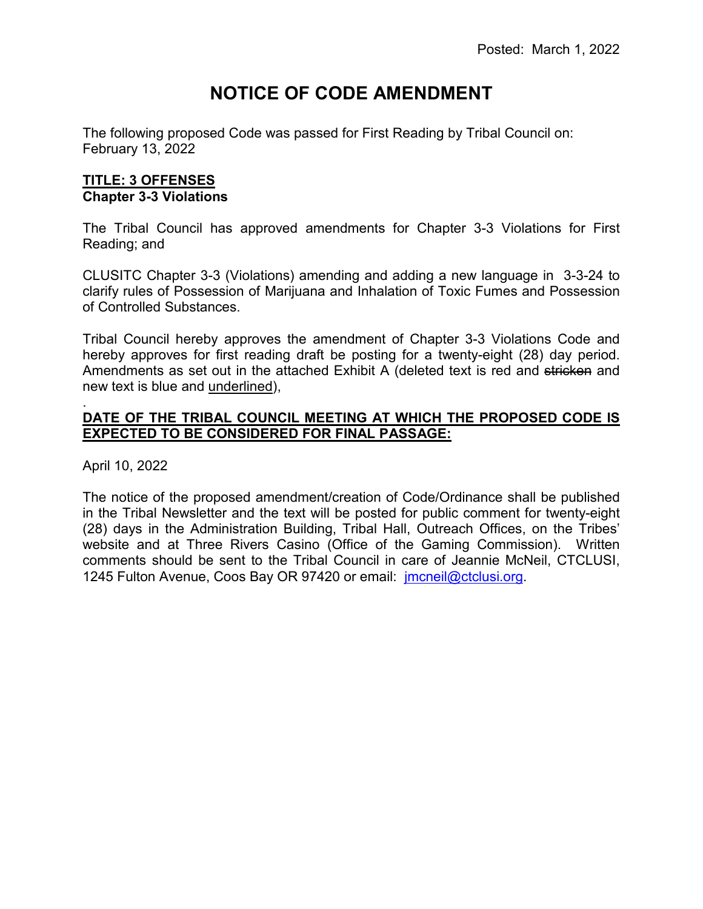Posted: March 1, 2022

# NOTICE OF CODE AMENDMENT

The following proposed Code was passed for First Reading by Tribal Council on: February 13, 2022

**TITLE: 3 OFFENSES**
**Chapter 3-3 Violations**

The Tribal Council has approved amendments for Chapter 3-3 Violations for First Reading; and

CLUSITC Chapter 3-3 (Violations) amending and adding a new language in 3-3-24 to clarify rules of Possession of Marijuana and Inhalation of Toxic Fumes and Possession of Controlled Substances.

Tribal Council hereby approves the amendment of Chapter 3-3 Violations Code and hereby approves for first reading draft be posting for a twenty-eight (28) day period. Amendments as set out in the attached Exhibit A (deleted text is red and ~~stricken~~ and new text is blue and <u>underlined</u>),

.

**DATE OF THE TRIBAL COUNCIL MEETING AT WHICH THE PROPOSED CODE IS EXPECTED TO BE CONSIDERED FOR FINAL PASSAGE:**

April 10, 2022

The notice of the proposed amendment/creation of Code/Ordinance shall be published in the Tribal Newsletter and the text will be posted for public comment for twenty-eight (28) days in the Administration Building, Tribal Hall, Outreach Offices, on the Tribes' website and at Three Rivers Casino (Office of the Gaming Commission). Written comments should be sent to the Tribal Council in care of Jeannie McNeil, CTCLUSI, 1245 Fulton Avenue, Coos Bay OR 97420 or email: jmcneil@ctclusi.org.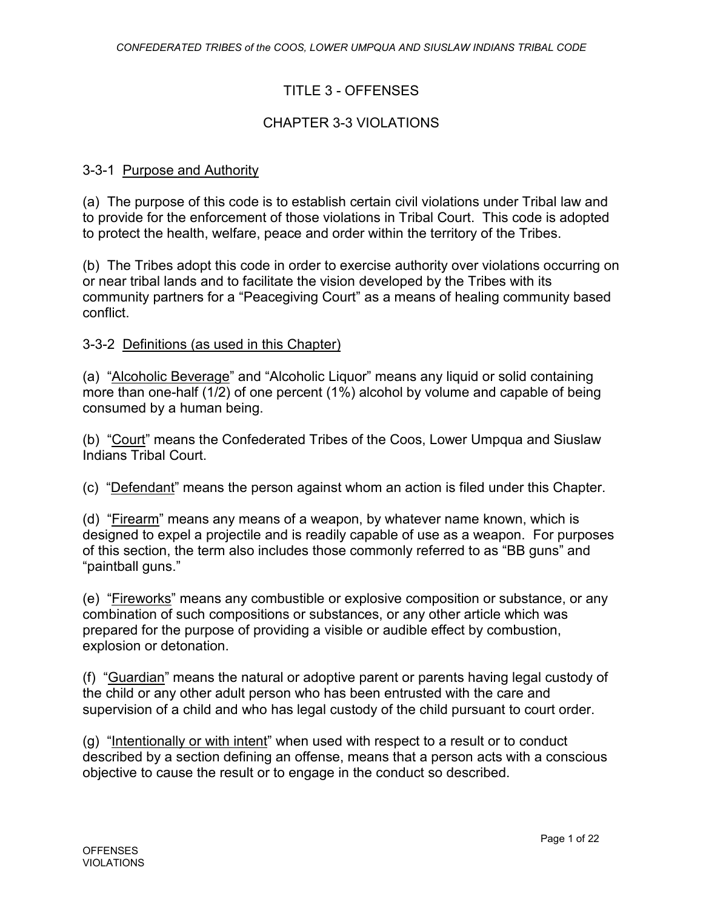# TITLE 3 - OFFENSES

## CHAPTER 3-3 VIOLATIONS

### 3-3-1 Purpose and Authority

(a) The purpose of this code is to establish certain civil violations under Tribal law and to provide for the enforcement of those violations in Tribal Court. This code is adopted to protect the health, welfare, peace and order within the territory of the Tribes.

(b) The Tribes adopt this code in order to exercise authority over violations occurring on or near tribal lands and to facilitate the vision developed by the Tribes with its community partners for a "Peacegiving Court" as a means of healing community based conflict.

### 3-3-2 Definitions (as used in this Chapter)

(a) "Alcoholic Beverage" and "Alcoholic Liquor" means any liquid or solid containing more than one-half (1/2) of one percent (1%) alcohol by volume and capable of being consumed by a human being.

(b) "Court" means the Confederated Tribes of the Coos, Lower Umpqua and Siuslaw Indians Tribal Court.

(c) "Defendant" means the person against whom an action is filed under this Chapter.

(d) "Firearm" means any means of a weapon, by whatever name known, which is designed to expel a projectile and is readily capable of use as a weapon. For purposes of this section, the term also includes those commonly referred to as "BB guns" and "paintball guns."

(e) "Fireworks" means any combustible or explosive composition or substance, or any combination of such compositions or substances, or any other article which was prepared for the purpose of providing a visible or audible effect by combustion, explosion or detonation.

(f) "Guardian" means the natural or adoptive parent or parents having legal custody of the child or any other adult person who has been entrusted with the care and supervision of a child and who has legal custody of the child pursuant to court order.

(g) "Intentionally or with intent" when used with respect to a result or to conduct described by a section defining an offense, means that a person acts with a conscious objective to cause the result or to engage in the conduct so described.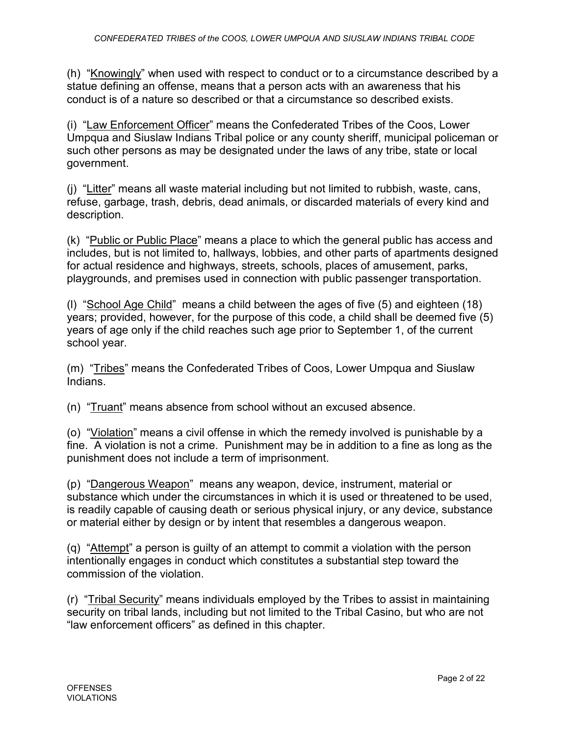(h) "Knowingly" when used with respect to conduct or to a circumstance described by a statue defining an offense, means that a person acts with an awareness that his conduct is of a nature so described or that a circumstance so described exists.

(i) "Law Enforcement Officer" means the Confederated Tribes of the Coos, Lower Umpqua and Siuslaw Indians Tribal police or any county sheriff, municipal policeman or such other persons as may be designated under the laws of any tribe, state or local government.

(j) "Litter" means all waste material including but not limited to rubbish, waste, cans, refuse, garbage, trash, debris, dead animals, or discarded materials of every kind and description.

(k) "Public or Public Place" means a place to which the general public has access and includes, but is not limited to, hallways, lobbies, and other parts of apartments designed for actual residence and highways, streets, schools, places of amusement, parks, playgrounds, and premises used in connection with public passenger transportation.

(l) "School Age Child" means a child between the ages of five (5) and eighteen (18) years; provided, however, for the purpose of this code, a child shall be deemed five (5) years of age only if the child reaches such age prior to September 1, of the current school year.

(m) "Tribes" means the Confederated Tribes of Coos, Lower Umpqua and Siuslaw Indians.

(n) "Truant" means absence from school without an excused absence.

(o) "Violation" means a civil offense in which the remedy involved is punishable by a fine. A violation is not a crime. Punishment may be in addition to a fine as long as the punishment does not include a term of imprisonment.

(p) "Dangerous Weapon" means any weapon, device, instrument, material or substance which under the circumstances in which it is used or threatened to be used, is readily capable of causing death or serious physical injury, or any device, substance or material either by design or by intent that resembles a dangerous weapon.

(q) "Attempt" a person is guilty of an attempt to commit a violation with the person intentionally engages in conduct which constitutes a substantial step toward the commission of the violation.

(r) "Tribal Security" means individuals employed by the Tribes to assist in maintaining security on tribal lands, including but not limited to the Tribal Casino, but who are not "law enforcement officers" as defined in this chapter.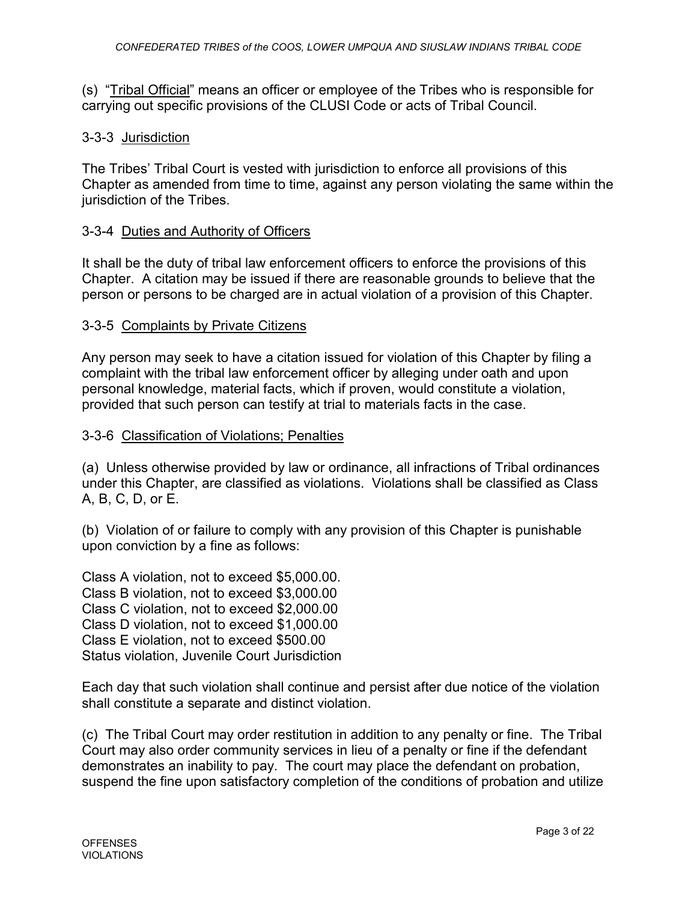(s) "Tribal Official" means an officer or employee of the Tribes who is responsible for carrying out specific provisions of the CLUSI Code or acts of Tribal Council.

### 3-3-3 Jurisdiction

The Tribes' Tribal Court is vested with jurisdiction to enforce all provisions of this Chapter as amended from time to time, against any person violating the same within the jurisdiction of the Tribes.

### 3-3-4 Duties and Authority of Officers

It shall be the duty of tribal law enforcement officers to enforce the provisions of this Chapter. A citation may be issued if there are reasonable grounds to believe that the person or persons to be charged are in actual violation of a provision of this Chapter.

### 3-3-5 Complaints by Private Citizens

Any person may seek to have a citation issued for violation of this Chapter by filing a complaint with the tribal law enforcement officer by alleging under oath and upon personal knowledge, material facts, which if proven, would constitute a violation, provided that such person can testify at trial to materials facts in the case.

### 3-3-6 Classification of Violations; Penalties

(a) Unless otherwise provided by law or ordinance, all infractions of Tribal ordinances under this Chapter, are classified as violations. Violations shall be classified as Class A, B, C, D, or E.

(b) Violation of or failure to comply with any provision of this Chapter is punishable upon conviction by a fine as follows:

Class A violation, not to exceed $5,000.00.
Class B violation, not to exceed $3,000.00
Class C violation, not to exceed $2,000.00
Class D violation, not to exceed $1,000.00
Class E violation, not to exceed $500.00
Status violation, Juvenile Court Jurisdiction

Each day that such violation shall continue and persist after due notice of the violation shall constitute a separate and distinct violation.

(c) The Tribal Court may order restitution in addition to any penalty or fine. The Tribal Court may also order community services in lieu of a penalty or fine if the defendant demonstrates an inability to pay. The court may place the defendant on probation, suspend the fine upon satisfactory completion of the conditions of probation and utilize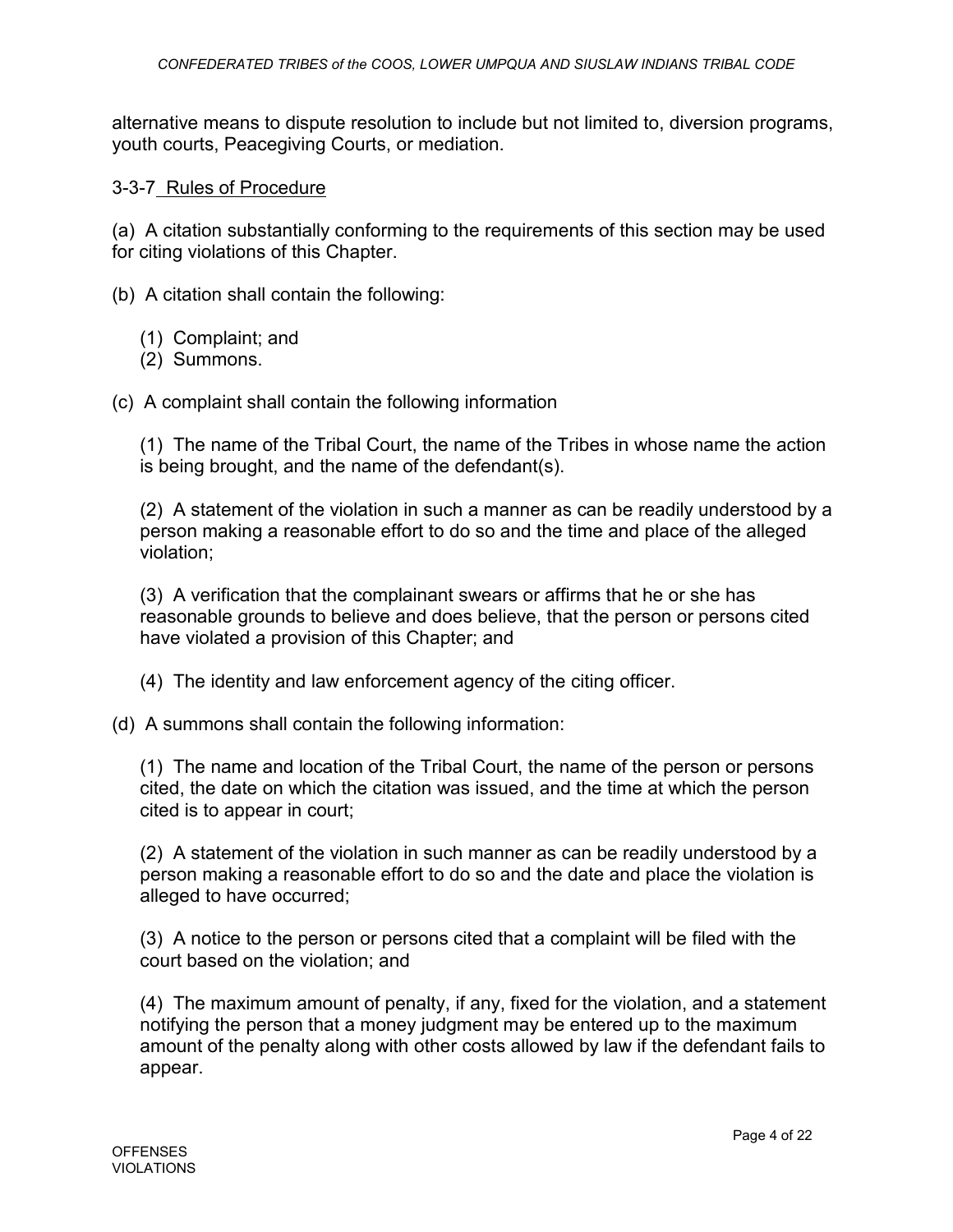alternative means to dispute resolution to include but not limited to, diversion programs, youth courts, Peacegiving Courts, or mediation.

3-3-7 Rules of Procedure

(a) A citation substantially conforming to the requirements of this section may be used for citing violations of this Chapter.

(b) A citation shall contain the following:

(1) Complaint; and
(2) Summons.

(c) A complaint shall contain the following information

(1) The name of the Tribal Court, the name of the Tribes in whose name the action is being brought, and the name of the defendant(s).

(2) A statement of the violation in such a manner as can be readily understood by a person making a reasonable effort to do so and the time and place of the alleged violation;

(3) A verification that the complainant swears or affirms that he or she has reasonable grounds to believe and does believe, that the person or persons cited have violated a provision of this Chapter; and

(4) The identity and law enforcement agency of the citing officer.

(d) A summons shall contain the following information:

(1) The name and location of the Tribal Court, the name of the person or persons cited, the date on which the citation was issued, and the time at which the person cited is to appear in court;

(2) A statement of the violation in such manner as can be readily understood by a person making a reasonable effort to do so and the date and place the violation is alleged to have occurred;

(3) A notice to the person or persons cited that a complaint will be filed with the court based on the violation; and

(4) The maximum amount of penalty, if any, fixed for the violation, and a statement notifying the person that a money judgment may be entered up to the maximum amount of the penalty along with other costs allowed by law if the defendant fails to appear.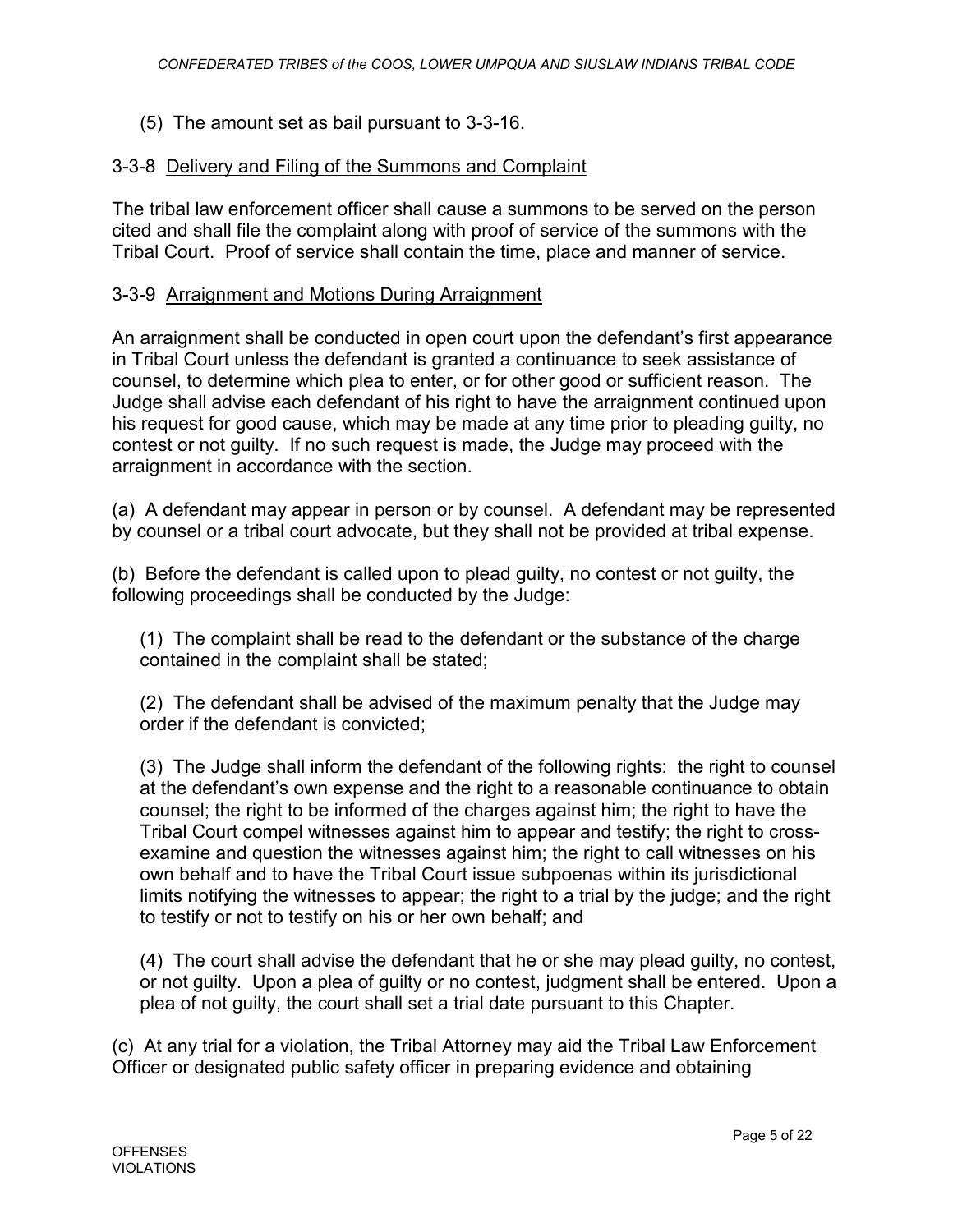(5) The amount set as bail pursuant to 3-3-16.

### 3-3-8 Delivery and Filing of the Summons and Complaint

The tribal law enforcement officer shall cause a summons to be served on the person cited and shall file the complaint along with proof of service of the summons with the Tribal Court. Proof of service shall contain the time, place and manner of service.

### 3-3-9 Arraignment and Motions During Arraignment

An arraignment shall be conducted in open court upon the defendant's first appearance in Tribal Court unless the defendant is granted a continuance to seek assistance of counsel, to determine which plea to enter, or for other good or sufficient reason. The Judge shall advise each defendant of his right to have the arraignment continued upon his request for good cause, which may be made at any time prior to pleading guilty, no contest or not guilty. If no such request is made, the Judge may proceed with the arraignment in accordance with the section.

(a) A defendant may appear in person or by counsel. A defendant may be represented by counsel or a tribal court advocate, but they shall not be provided at tribal expense.

(b) Before the defendant is called upon to plead guilty, no contest or not guilty, the following proceedings shall be conducted by the Judge:

(1) The complaint shall be read to the defendant or the substance of the charge contained in the complaint shall be stated;

(2) The defendant shall be advised of the maximum penalty that the Judge may order if the defendant is convicted;

(3) The Judge shall inform the defendant of the following rights: the right to counsel at the defendant's own expense and the right to a reasonable continuance to obtain counsel; the right to be informed of the charges against him; the right to have the Tribal Court compel witnesses against him to appear and testify; the right to cross-examine and question the witnesses against him; the right to call witnesses on his own behalf and to have the Tribal Court issue subpoenas within its jurisdictional limits notifying the witnesses to appear; the right to a trial by the judge; and the right to testify or not to testify on his or her own behalf; and

(4) The court shall advise the defendant that he or she may plead guilty, no contest, or not guilty. Upon a plea of guilty or no contest, judgment shall be entered. Upon a plea of not guilty, the court shall set a trial date pursuant to this Chapter.

(c) At any trial for a violation, the Tribal Attorney may aid the Tribal Law Enforcement Officer or designated public safety officer in preparing evidence and obtaining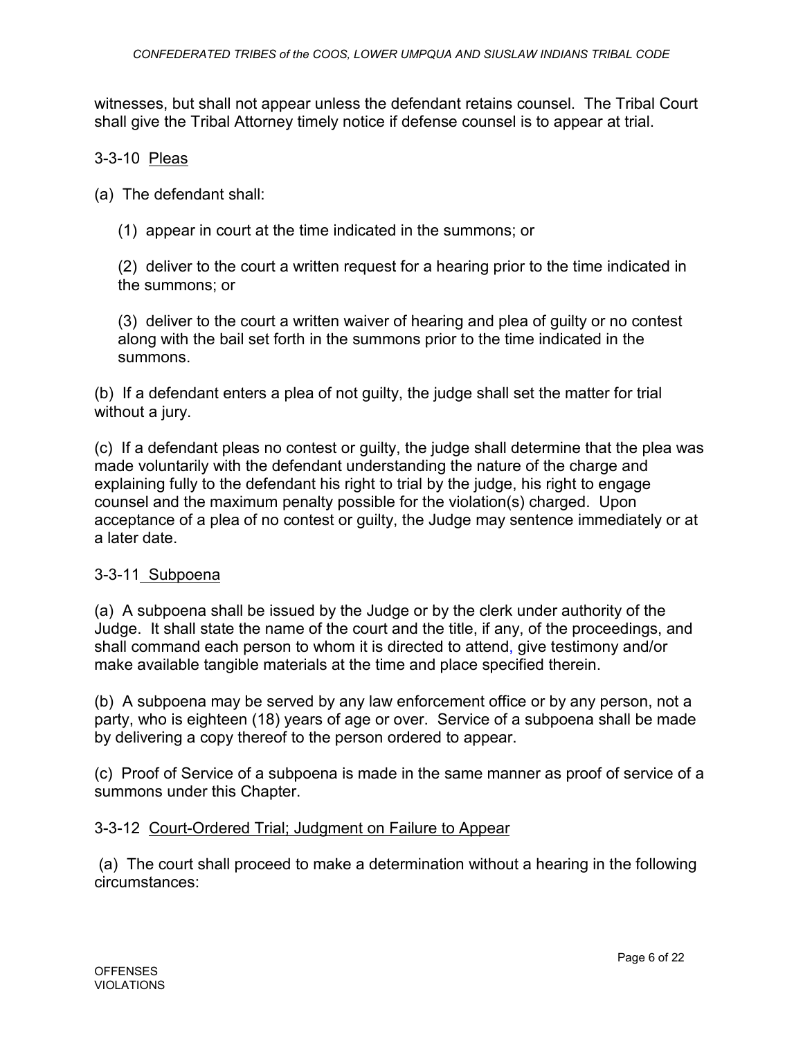witnesses, but shall not appear unless the defendant retains counsel. The Tribal Court shall give the Tribal Attorney timely notice if defense counsel is to appear at trial.

3-3-10 Pleas

(a) The defendant shall:

(1) appear in court at the time indicated in the summons; or

(2) deliver to the court a written request for a hearing prior to the time indicated in the summons; or

(3) deliver to the court a written waiver of hearing and plea of guilty or no contest along with the bail set forth in the summons prior to the time indicated in the summons.

(b) If a defendant enters a plea of not guilty, the judge shall set the matter for trial without a jury.

(c) If a defendant pleas no contest or guilty, the judge shall determine that the plea was made voluntarily with the defendant understanding the nature of the charge and explaining fully to the defendant his right to trial by the judge, his right to engage counsel and the maximum penalty possible for the violation(s) charged. Upon acceptance of a plea of no contest or guilty, the Judge may sentence immediately or at a later date.

3-3-11 Subpoena

(a) A subpoena shall be issued by the Judge or by the clerk under authority of the Judge. It shall state the name of the court and the title, if any, of the proceedings, and shall command each person to whom it is directed to attend, give testimony and/or make available tangible materials at the time and place specified therein.

(b) A subpoena may be served by any law enforcement office or by any person, not a party, who is eighteen (18) years of age or over. Service of a subpoena shall be made by delivering a copy thereof to the person ordered to appear.

(c) Proof of Service of a subpoena is made in the same manner as proof of service of a summons under this Chapter.

3-3-12 Court-Ordered Trial; Judgment on Failure to Appear

(a) The court shall proceed to make a determination without a hearing in the following circumstances: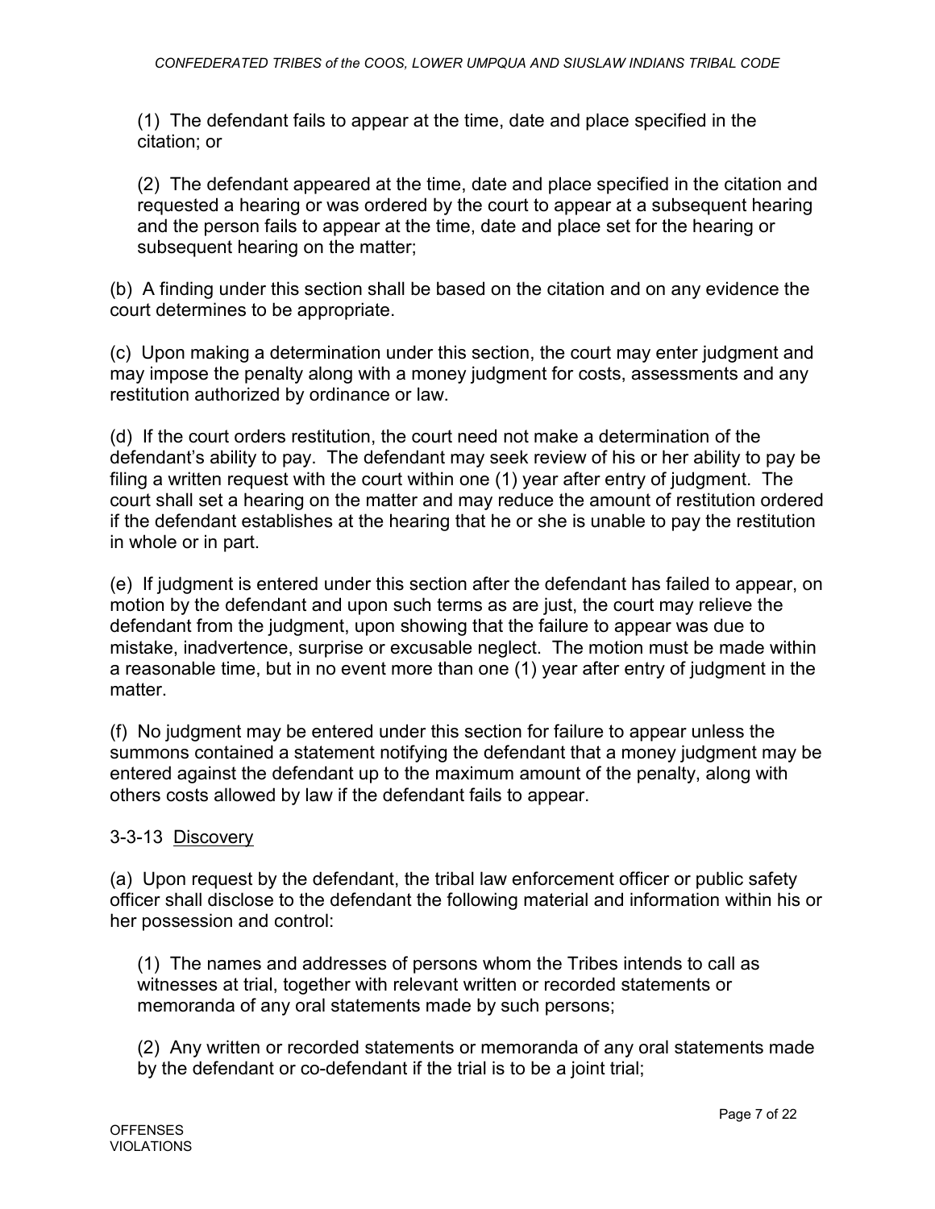(1) The defendant fails to appear at the time, date and place specified in the citation; or

(2) The defendant appeared at the time, date and place specified in the citation and requested a hearing or was ordered by the court to appear at a subsequent hearing and the person fails to appear at the time, date and place set for the hearing or subsequent hearing on the matter;

(b) A finding under this section shall be based on the citation and on any evidence the court determines to be appropriate.

(c) Upon making a determination under this section, the court may enter judgment and may impose the penalty along with a money judgment for costs, assessments and any restitution authorized by ordinance or law.

(d) If the court orders restitution, the court need not make a determination of the defendant's ability to pay. The defendant may seek review of his or her ability to pay be filing a written request with the court within one (1) year after entry of judgment. The court shall set a hearing on the matter and may reduce the amount of restitution ordered if the defendant establishes at the hearing that he or she is unable to pay the restitution in whole or in part.

(e) If judgment is entered under this section after the defendant has failed to appear, on motion by the defendant and upon such terms as are just, the court may relieve the defendant from the judgment, upon showing that the failure to appear was due to mistake, inadvertence, surprise or excusable neglect. The motion must be made within a reasonable time, but in no event more than one (1) year after entry of judgment in the matter.

(f) No judgment may be entered under this section for failure to appear unless the summons contained a statement notifying the defendant that a money judgment may be entered against the defendant up to the maximum amount of the penalty, along with others costs allowed by law if the defendant fails to appear.

3-3-13 Discovery

(a) Upon request by the defendant, the tribal law enforcement officer or public safety officer shall disclose to the defendant the following material and information within his or her possession and control:

(1) The names and addresses of persons whom the Tribes intends to call as witnesses at trial, together with relevant written or recorded statements or memoranda of any oral statements made by such persons;

(2) Any written or recorded statements or memoranda of any oral statements made by the defendant or co-defendant if the trial is to be a joint trial;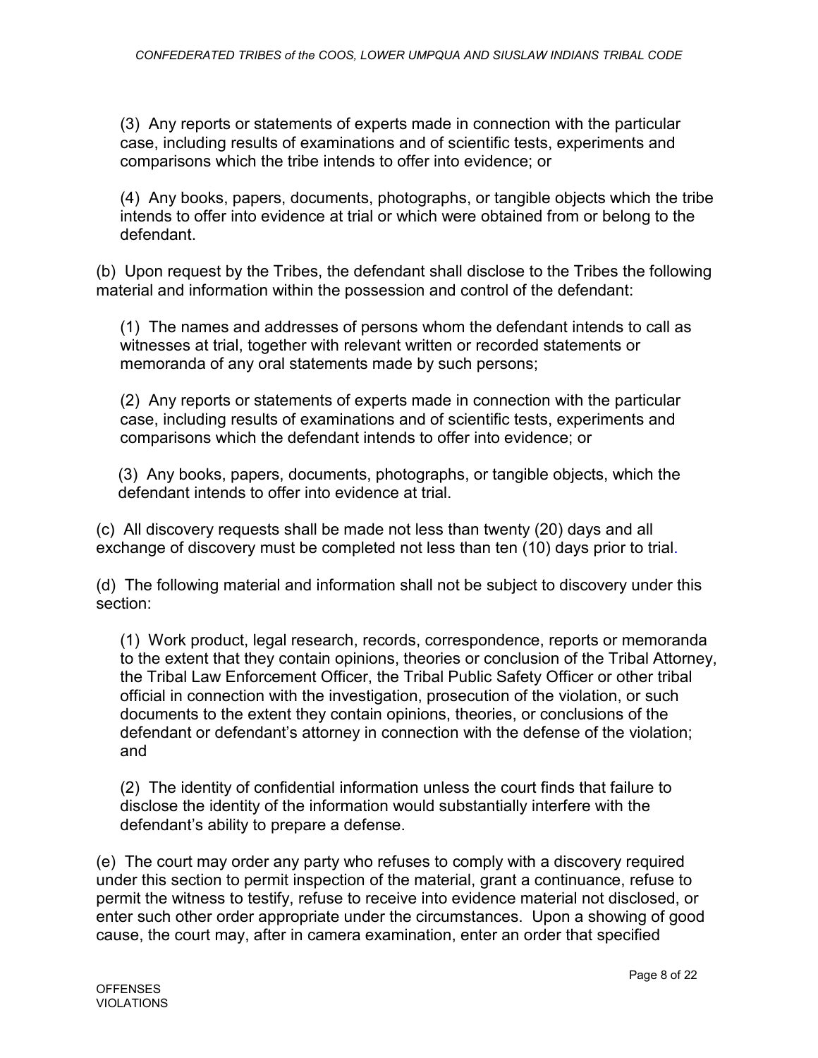(3) Any reports or statements of experts made in connection with the particular case, including results of examinations and of scientific tests, experiments and comparisons which the tribe intends to offer into evidence; or

(4) Any books, papers, documents, photographs, or tangible objects which the tribe intends to offer into evidence at trial or which were obtained from or belong to the defendant.

(b) Upon request by the Tribes, the defendant shall disclose to the Tribes the following material and information within the possession and control of the defendant:

(1) The names and addresses of persons whom the defendant intends to call as witnesses at trial, together with relevant written or recorded statements or memoranda of any oral statements made by such persons;

(2) Any reports or statements of experts made in connection with the particular case, including results of examinations and of scientific tests, experiments and comparisons which the defendant intends to offer into evidence; or

(3) Any books, papers, documents, photographs, or tangible objects, which the defendant intends to offer into evidence at trial.

(c) All discovery requests shall be made not less than twenty (20) days and all exchange of discovery must be completed not less than ten (10) days prior to trial.

(d) The following material and information shall not be subject to discovery under this section:

(1) Work product, legal research, records, correspondence, reports or memoranda to the extent that they contain opinions, theories or conclusion of the Tribal Attorney, the Tribal Law Enforcement Officer, the Tribal Public Safety Officer or other tribal official in connection with the investigation, prosecution of the violation, or such documents to the extent they contain opinions, theories, or conclusions of the defendant or defendant's attorney in connection with the defense of the violation; and

(2) The identity of confidential information unless the court finds that failure to disclose the identity of the information would substantially interfere with the defendant's ability to prepare a defense.

(e) The court may order any party who refuses to comply with a discovery required under this section to permit inspection of the material, grant a continuance, refuse to permit the witness to testify, refuse to receive into evidence material not disclosed, or enter such other order appropriate under the circumstances. Upon a showing of good cause, the court may, after in camera examination, enter an order that specified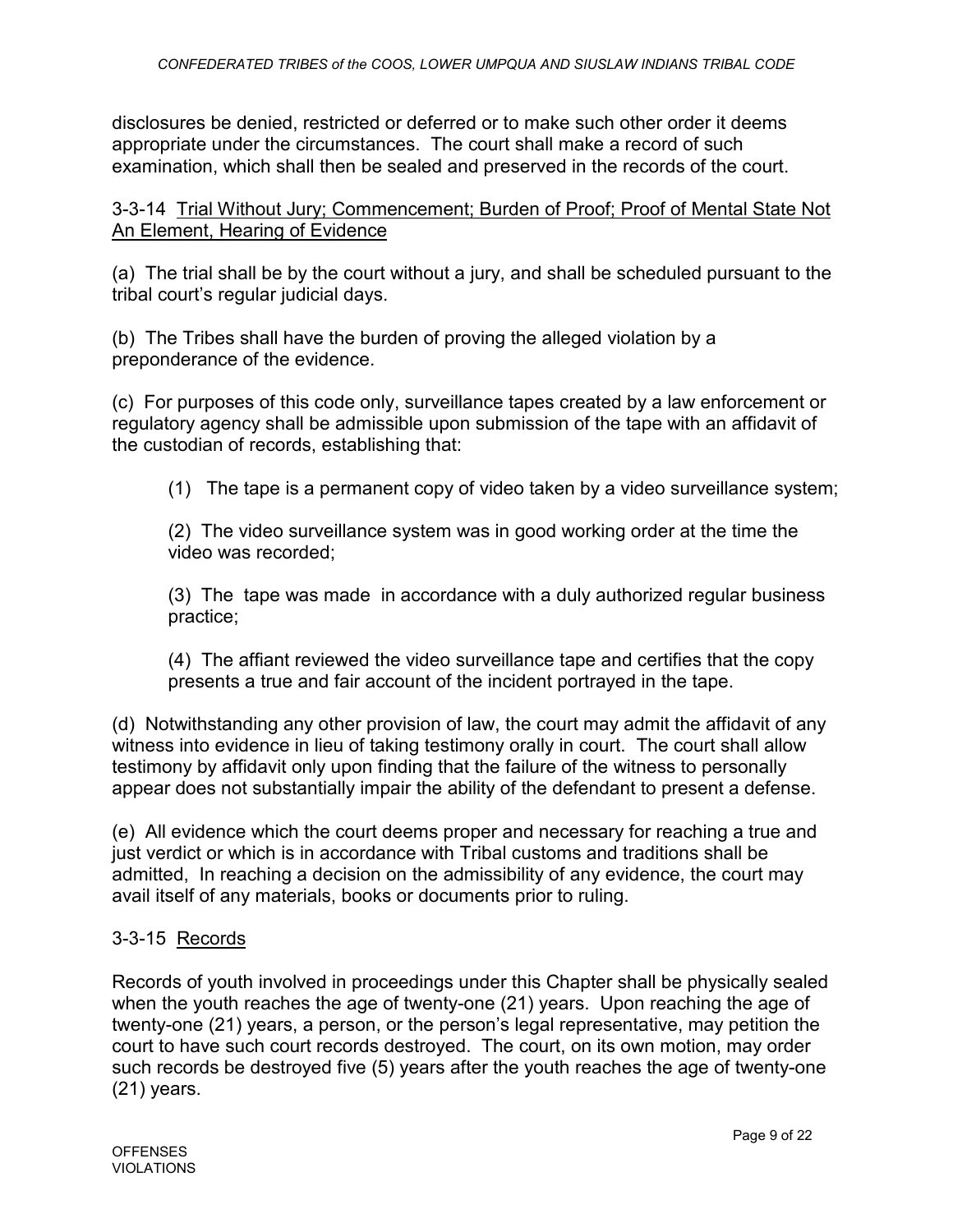disclosures be denied, restricted or deferred or to make such other order it deems appropriate under the circumstances. The court shall make a record of such examination, which shall then be sealed and preserved in the records of the court.

### 3-3-14 Trial Without Jury; Commencement; Burden of Proof; Proof of Mental State Not An Element, Hearing of Evidence

(a) The trial shall be by the court without a jury, and shall be scheduled pursuant to the tribal court's regular judicial days.

(b) The Tribes shall have the burden of proving the alleged violation by a preponderance of the evidence.

(c) For purposes of this code only, surveillance tapes created by a law enforcement or regulatory agency shall be admissible upon submission of the tape with an affidavit of the custodian of records, establishing that:

> (1) The tape is a permanent copy of video taken by a video surveillance system;
>
> (2) The video surveillance system was in good working order at the time the video was recorded;
>
> (3) The tape was made in accordance with a duly authorized regular business practice;
>
> (4) The affiant reviewed the video surveillance tape and certifies that the copy presents a true and fair account of the incident portrayed in the tape.

(d) Notwithstanding any other provision of law, the court may admit the affidavit of any witness into evidence in lieu of taking testimony orally in court. The court shall allow testimony by affidavit only upon finding that the failure of the witness to personally appear does not substantially impair the ability of the defendant to present a defense.

(e) All evidence which the court deems proper and necessary for reaching a true and just verdict or which is in accordance with Tribal customs and traditions shall be admitted, In reaching a decision on the admissibility of any evidence, the court may avail itself of any materials, books or documents prior to ruling.

### 3-3-15 Records

Records of youth involved in proceedings under this Chapter shall be physically sealed when the youth reaches the age of twenty-one (21) years. Upon reaching the age of twenty-one (21) years, a person, or the person's legal representative, may petition the court to have such court records destroyed. The court, on its own motion, may order such records be destroyed five (5) years after the youth reaches the age of twenty-one (21) years.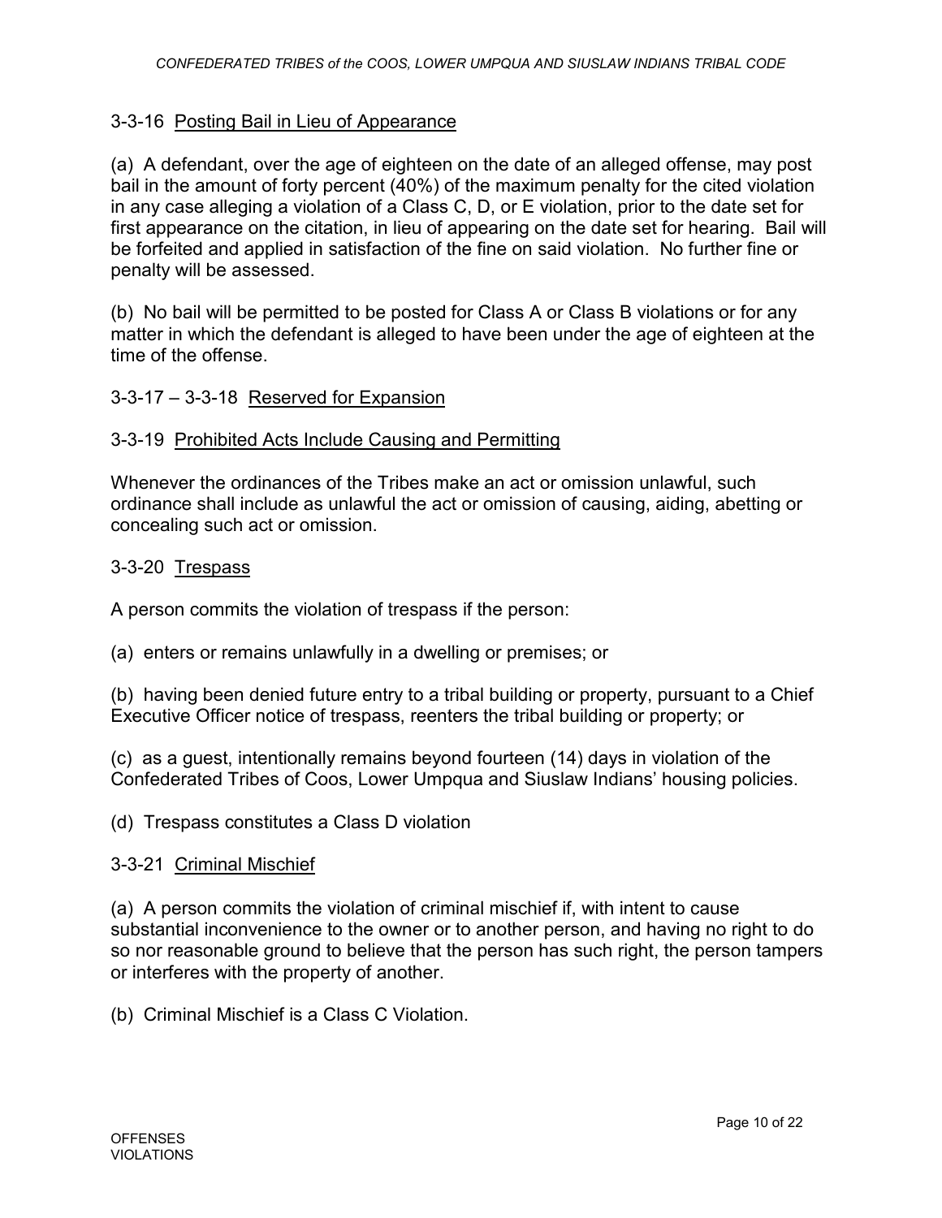### 3-3-16 Posting Bail in Lieu of Appearance

(a) A defendant, over the age of eighteen on the date of an alleged offense, may post bail in the amount of forty percent (40%) of the maximum penalty for the cited violation in any case alleging a violation of a Class C, D, or E violation, prior to the date set for first appearance on the citation, in lieu of appearing on the date set for hearing. Bail will be forfeited and applied in satisfaction of the fine on said violation. No further fine or penalty will be assessed.

(b) No bail will be permitted to be posted for Class A or Class B violations or for any matter in which the defendant is alleged to have been under the age of eighteen at the time of the offense.

### 3-3-17 – 3-3-18 Reserved for Expansion

### 3-3-19 Prohibited Acts Include Causing and Permitting

Whenever the ordinances of the Tribes make an act or omission unlawful, such ordinance shall include as unlawful the act or omission of causing, aiding, abetting or concealing such act or omission.

### 3-3-20 Trespass

A person commits the violation of trespass if the person:

(a) enters or remains unlawfully in a dwelling or premises; or

(b) having been denied future entry to a tribal building or property, pursuant to a Chief Executive Officer notice of trespass, reenters the tribal building or property; or

(c) as a guest, intentionally remains beyond fourteen (14) days in violation of the Confederated Tribes of Coos, Lower Umpqua and Siuslaw Indians' housing policies.

(d) Trespass constitutes a Class D violation

### 3-3-21 Criminal Mischief

(a) A person commits the violation of criminal mischief if, with intent to cause substantial inconvenience to the owner or to another person, and having no right to do so nor reasonable ground to believe that the person has such right, the person tampers or interferes with the property of another.

(b) Criminal Mischief is a Class C Violation.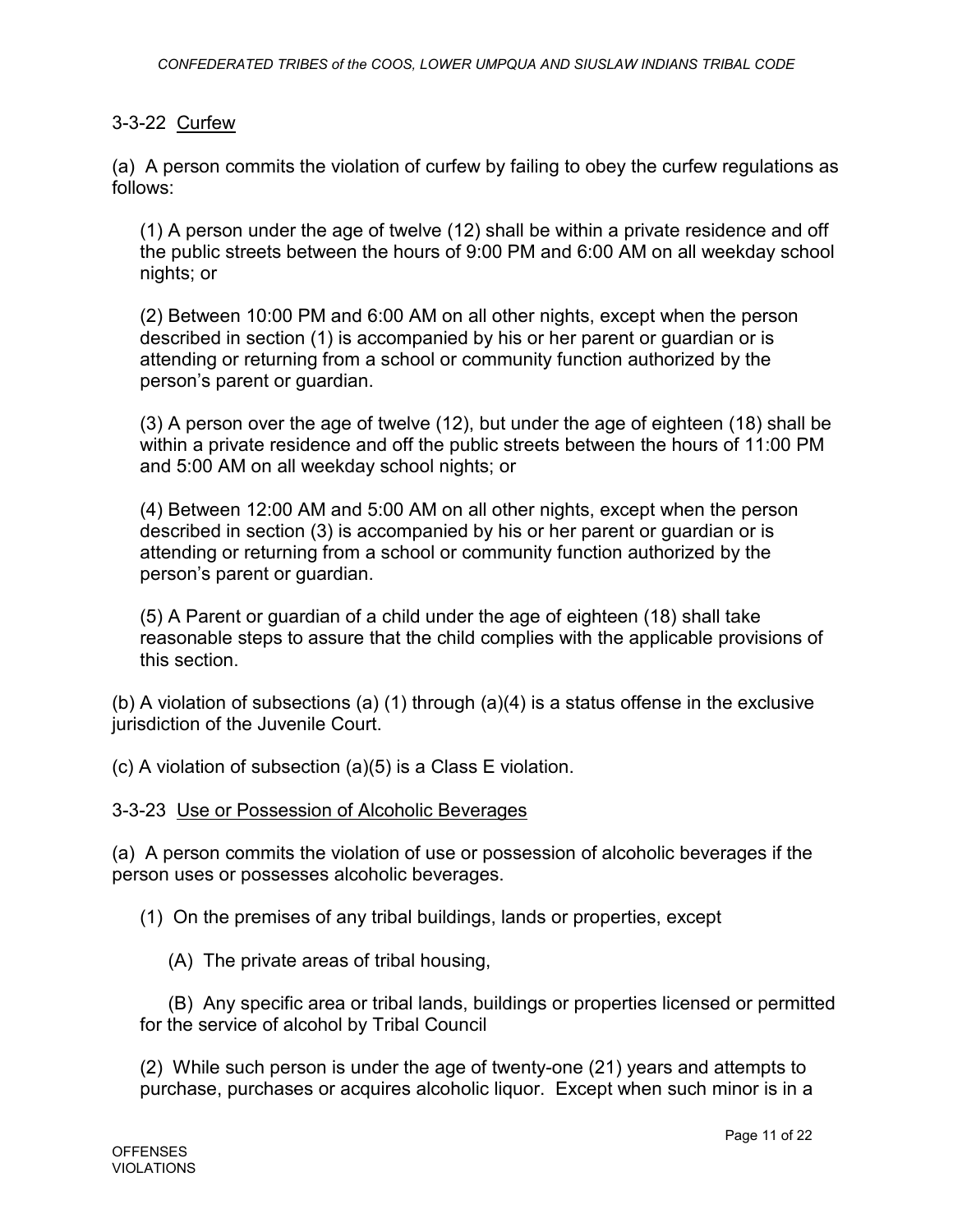3-3-22 Curfew

(a) A person commits the violation of curfew by failing to obey the curfew regulations as follows:

(1) A person under the age of twelve (12) shall be within a private residence and off the public streets between the hours of 9:00 PM and 6:00 AM on all weekday school nights; or

(2) Between 10:00 PM and 6:00 AM on all other nights, except when the person described in section (1) is accompanied by his or her parent or guardian or is attending or returning from a school or community function authorized by the person's parent or guardian.

(3) A person over the age of twelve (12), but under the age of eighteen (18) shall be within a private residence and off the public streets between the hours of 11:00 PM and 5:00 AM on all weekday school nights; or

(4) Between 12:00 AM and 5:00 AM on all other nights, except when the person described in section (3) is accompanied by his or her parent or guardian or is attending or returning from a school or community function authorized by the person's parent or guardian.

(5) A Parent or guardian of a child under the age of eighteen (18) shall take reasonable steps to assure that the child complies with the applicable provisions of this section.

(b) A violation of subsections (a) (1) through (a)(4) is a status offense in the exclusive jurisdiction of the Juvenile Court.

(c) A violation of subsection (a)(5) is a Class E violation.

3-3-23 Use or Possession of Alcoholic Beverages

(a) A person commits the violation of use or possession of alcoholic beverages if the person uses or possesses alcoholic beverages.

(1) On the premises of any tribal buildings, lands or properties, except

(A) The private areas of tribal housing,

(B) Any specific area or tribal lands, buildings or properties licensed or permitted for the service of alcohol by Tribal Council

(2) While such person is under the age of twenty-one (21) years and attempts to purchase, purchases or acquires alcoholic liquor. Except when such minor is in a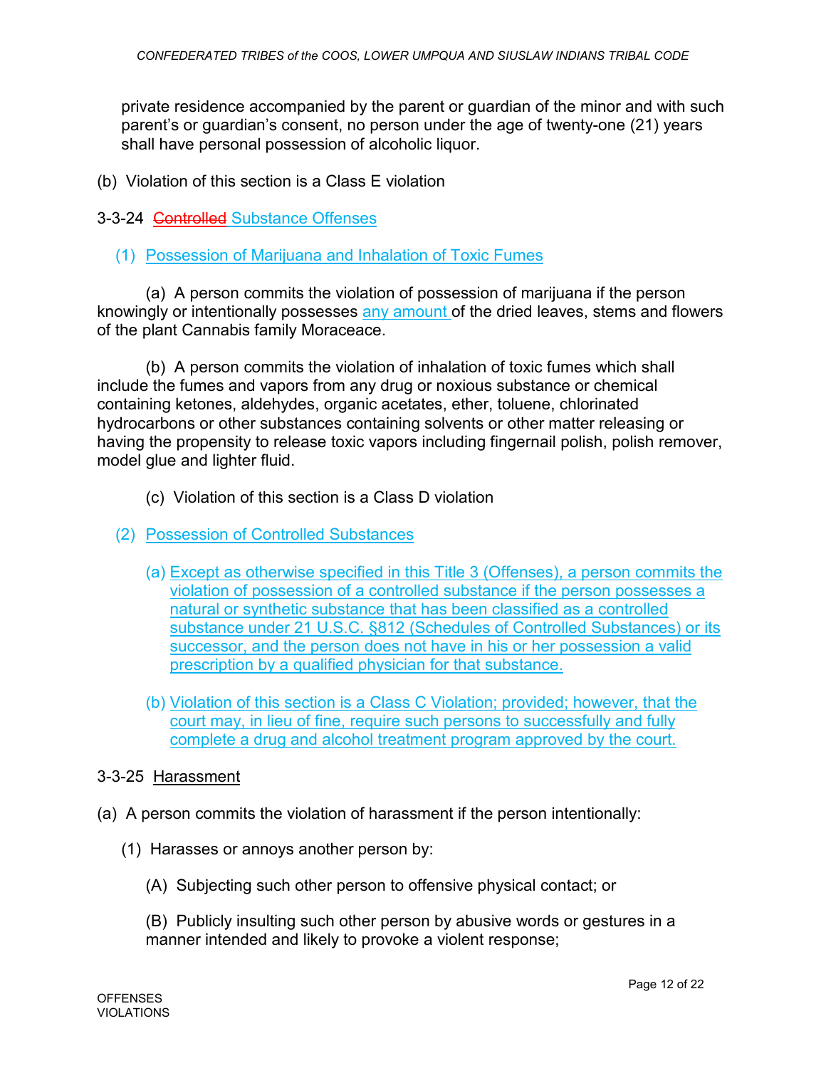private residence accompanied by the parent or guardian of the minor and with such parent's or guardian's consent, no person under the age of twenty-one (21) years shall have personal possession of alcoholic liquor.

(b) Violation of this section is a Class E violation

3-3-24 ~~Controlled~~ Substance Offenses

(1) Possession of Marijuana and Inhalation of Toxic Fumes

(a) A person commits the violation of possession of marijuana if the person knowingly or intentionally possesses any amount of the dried leaves, stems and flowers of the plant Cannabis family Moraceace.

(b) A person commits the violation of inhalation of toxic fumes which shall include the fumes and vapors from any drug or noxious substance or chemical containing ketones, aldehydes, organic acetates, ether, toluene, chlorinated hydrocarbons or other substances containing solvents or other matter releasing or having the propensity to release toxic vapors including fingernail polish, polish remover, model glue and lighter fluid.

(c) Violation of this section is a Class D violation

(2) Possession of Controlled Substances

(a) Except as otherwise specified in this Title 3 (Offenses), a person commits the violation of possession of a controlled substance if the person possesses a natural or synthetic substance that has been classified as a controlled substance under 21 U.S.C. §812 (Schedules of Controlled Substances) or its successor, and the person does not have in his or her possession a valid prescription by a qualified physician for that substance.

(b) Violation of this section is a Class C Violation; provided; however, that the court may, in lieu of fine, require such persons to successfully and fully complete a drug and alcohol treatment program approved by the court.

3-3-25 Harassment

(a) A person commits the violation of harassment if the person intentionally:

(1) Harasses or annoys another person by:

(A) Subjecting such other person to offensive physical contact; or

(B) Publicly insulting such other person by abusive words or gestures in a manner intended and likely to provoke a violent response;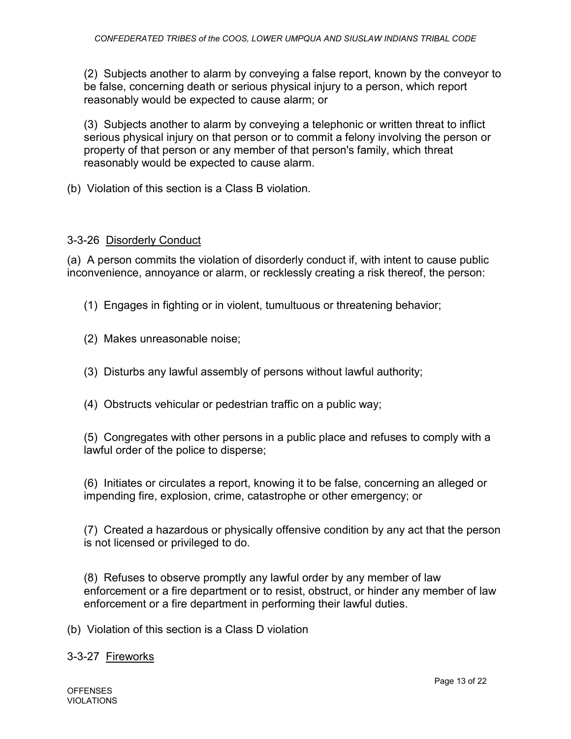(2) Subjects another to alarm by conveying a false report, known by the conveyor to be false, concerning death or serious physical injury to a person, which report reasonably would be expected to cause alarm; or

(3) Subjects another to alarm by conveying a telephonic or written threat to inflict serious physical injury on that person or to commit a felony involving the person or property of that person or any member of that person's family, which threat reasonably would be expected to cause alarm.

(b) Violation of this section is a Class B violation.

### 3-3-26 Disorderly Conduct

(a) A person commits the violation of disorderly conduct if, with intent to cause public inconvenience, annoyance or alarm, or recklessly creating a risk thereof, the person:

(1) Engages in fighting or in violent, tumultuous or threatening behavior;

(2) Makes unreasonable noise;

(3) Disturbs any lawful assembly of persons without lawful authority;

(4) Obstructs vehicular or pedestrian traffic on a public way;

(5) Congregates with other persons in a public place and refuses to comply with a lawful order of the police to disperse;

(6) Initiates or circulates a report, knowing it to be false, concerning an alleged or impending fire, explosion, crime, catastrophe or other emergency; or

(7) Created a hazardous or physically offensive condition by any act that the person is not licensed or privileged to do.

(8) Refuses to observe promptly any lawful order by any member of law enforcement or a fire department or to resist, obstruct, or hinder any member of law enforcement or a fire department in performing their lawful duties.

(b) Violation of this section is a Class D violation

### 3-3-27 Fireworks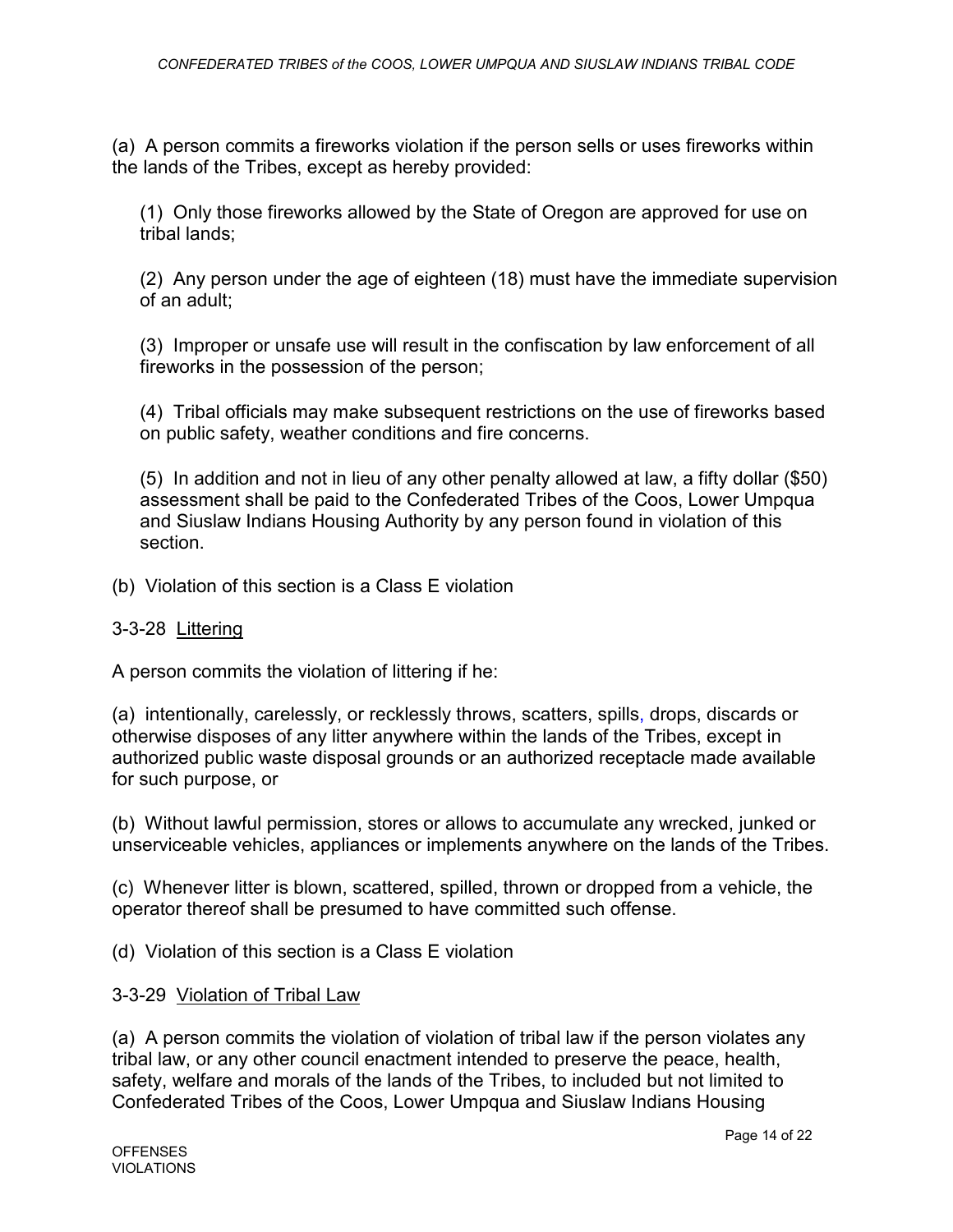(a) A person commits a fireworks violation if the person sells or uses fireworks within the lands of the Tribes, except as hereby provided:

(1) Only those fireworks allowed by the State of Oregon are approved for use on tribal lands;

(2) Any person under the age of eighteen (18) must have the immediate supervision of an adult;

(3) Improper or unsafe use will result in the confiscation by law enforcement of all fireworks in the possession of the person;

(4) Tribal officials may make subsequent restrictions on the use of fireworks based on public safety, weather conditions and fire concerns.

(5) In addition and not in lieu of any other penalty allowed at law, a fifty dollar ($50) assessment shall be paid to the Confederated Tribes of the Coos, Lower Umpqua and Siuslaw Indians Housing Authority by any person found in violation of this section.

(b) Violation of this section is a Class E violation

3-3-28 Littering

A person commits the violation of littering if he:

(a) intentionally, carelessly, or recklessly throws, scatters, spills, drops, discards or otherwise disposes of any litter anywhere within the lands of the Tribes, except in authorized public waste disposal grounds or an authorized receptacle made available for such purpose, or

(b) Without lawful permission, stores or allows to accumulate any wrecked, junked or unserviceable vehicles, appliances or implements anywhere on the lands of the Tribes.

(c) Whenever litter is blown, scattered, spilled, thrown or dropped from a vehicle, the operator thereof shall be presumed to have committed such offense.

(d) Violation of this section is a Class E violation

3-3-29 Violation of Tribal Law

(a) A person commits the violation of violation of tribal law if the person violates any tribal law, or any other council enactment intended to preserve the peace, health, safety, welfare and morals of the lands of the Tribes, to included but not limited to Confederated Tribes of the Coos, Lower Umpqua and Siuslaw Indians Housing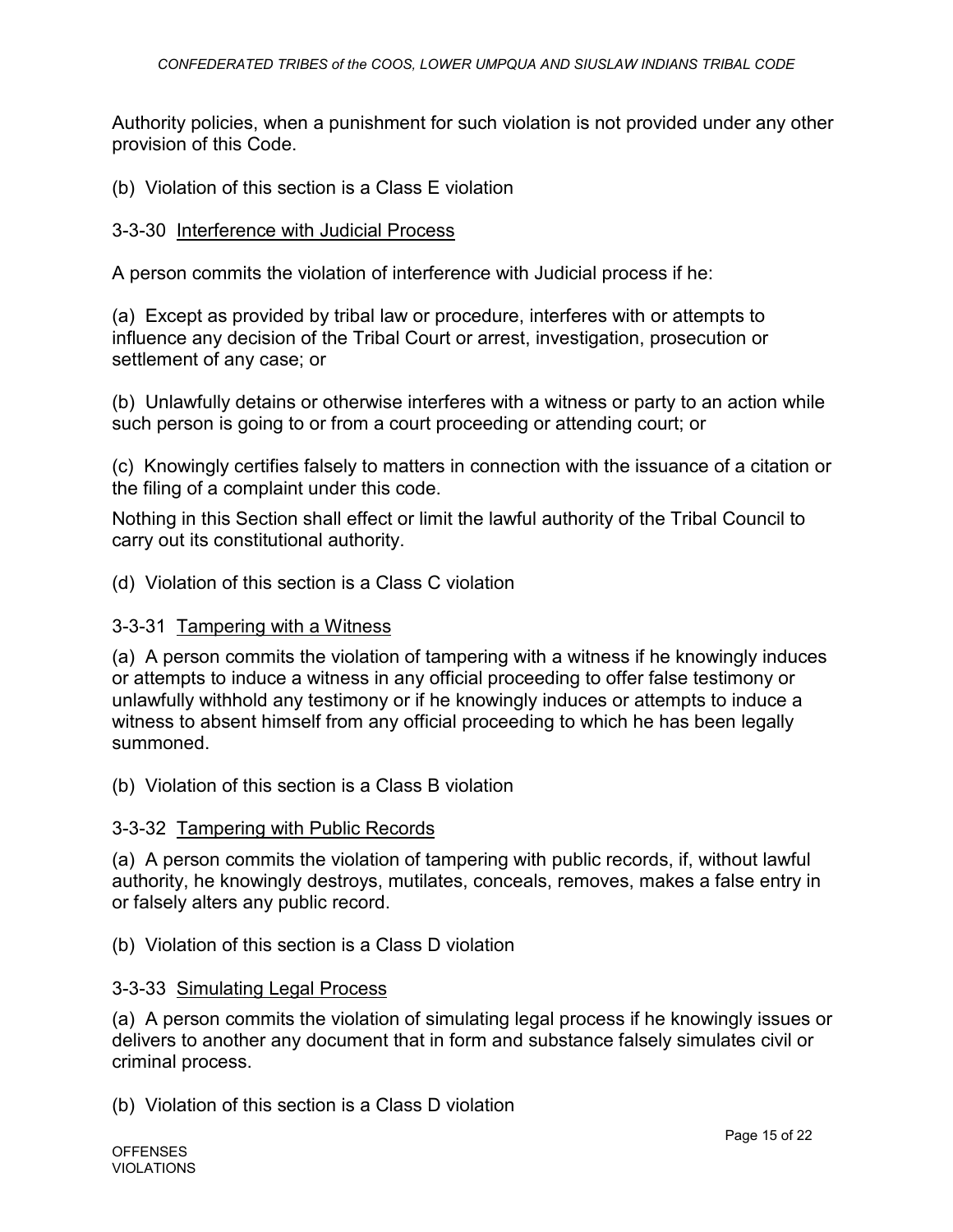Authority policies, when a punishment for such violation is not provided under any other provision of this Code.

(b) Violation of this section is a Class E violation

3-3-30 Interference with Judicial Process

A person commits the violation of interference with Judicial process if he:

(a) Except as provided by tribal law or procedure, interferes with or attempts to influence any decision of the Tribal Court or arrest, investigation, prosecution or settlement of any case; or

(b) Unlawfully detains or otherwise interferes with a witness or party to an action while such person is going to or from a court proceeding or attending court; or

(c) Knowingly certifies falsely to matters in connection with the issuance of a citation or the filing of a complaint under this code.

Nothing in this Section shall effect or limit the lawful authority of the Tribal Council to carry out its constitutional authority.

(d) Violation of this section is a Class C violation

3-3-31 Tampering with a Witness

(a) A person commits the violation of tampering with a witness if he knowingly induces or attempts to induce a witness in any official proceeding to offer false testimony or unlawfully withhold any testimony or if he knowingly induces or attempts to induce a witness to absent himself from any official proceeding to which he has been legally summoned.

(b) Violation of this section is a Class B violation

3-3-32 Tampering with Public Records

(a) A person commits the violation of tampering with public records, if, without lawful authority, he knowingly destroys, mutilates, conceals, removes, makes a false entry in or falsely alters any public record.

(b) Violation of this section is a Class D violation

3-3-33 Simulating Legal Process

(a) A person commits the violation of simulating legal process if he knowingly issues or delivers to another any document that in form and substance falsely simulates civil or criminal process.

(b) Violation of this section is a Class D violation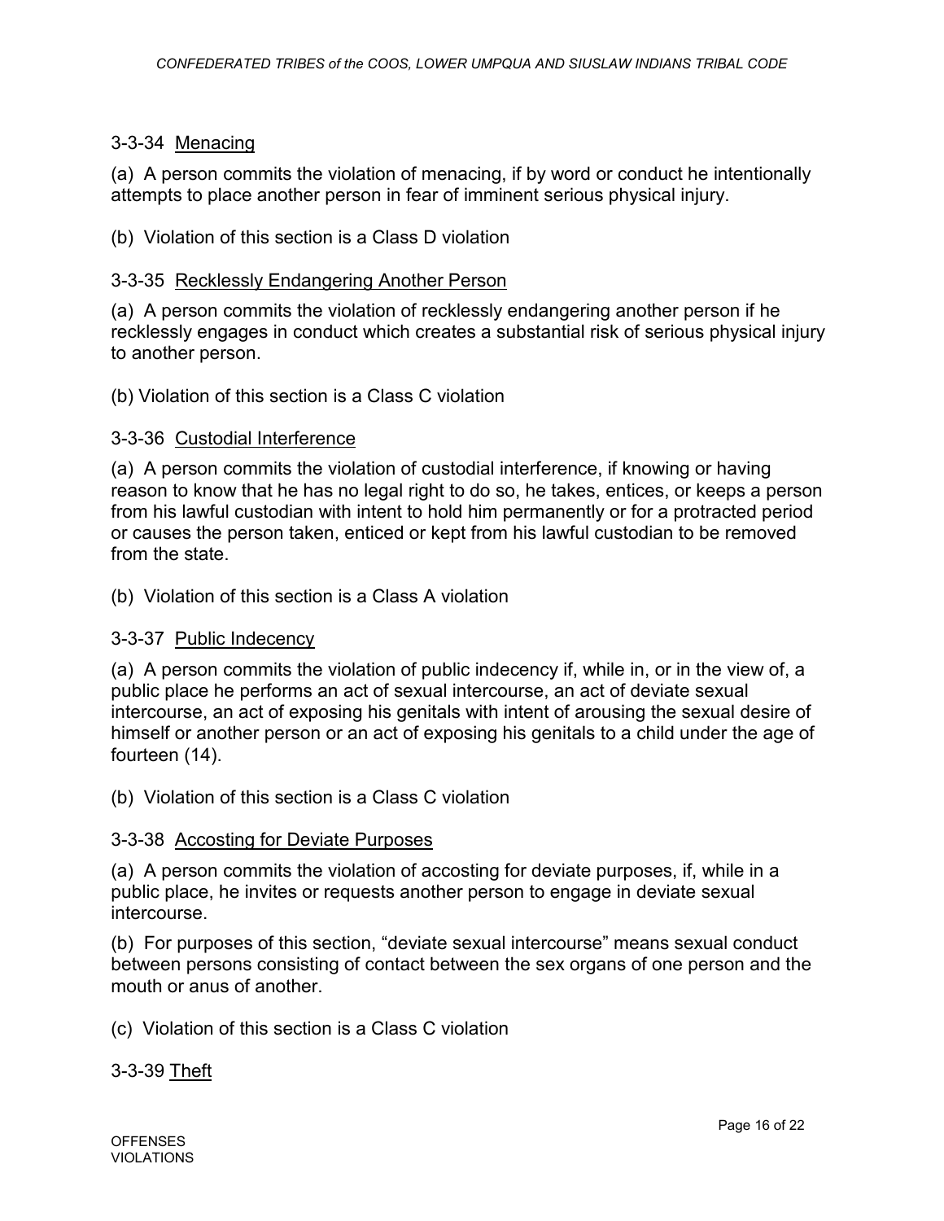### 3-3-34 Menacing

(a) A person commits the violation of menacing, if by word or conduct he intentionally attempts to place another person in fear of imminent serious physical injury.

(b) Violation of this section is a Class D violation

### 3-3-35 Recklessly Endangering Another Person

(a) A person commits the violation of recklessly endangering another person if he recklessly engages in conduct which creates a substantial risk of serious physical injury to another person.

(b) Violation of this section is a Class C violation

### 3-3-36 Custodial Interference

(a) A person commits the violation of custodial interference, if knowing or having reason to know that he has no legal right to do so, he takes, entices, or keeps a person from his lawful custodian with intent to hold him permanently or for a protracted period or causes the person taken, enticed or kept from his lawful custodian to be removed from the state.

(b) Violation of this section is a Class A violation

### 3-3-37 Public Indecency

(a) A person commits the violation of public indecency if, while in, or in the view of, a public place he performs an act of sexual intercourse, an act of deviate sexual intercourse, an act of exposing his genitals with intent of arousing the sexual desire of himself or another person or an act of exposing his genitals to a child under the age of fourteen (14).

(b) Violation of this section is a Class C violation

### 3-3-38 Accosting for Deviate Purposes

(a) A person commits the violation of accosting for deviate purposes, if, while in a public place, he invites or requests another person to engage in deviate sexual intercourse.

(b) For purposes of this section, "deviate sexual intercourse" means sexual conduct between persons consisting of contact between the sex organs of one person and the mouth or anus of another.

(c) Violation of this section is a Class C violation

### 3-3-39 Theft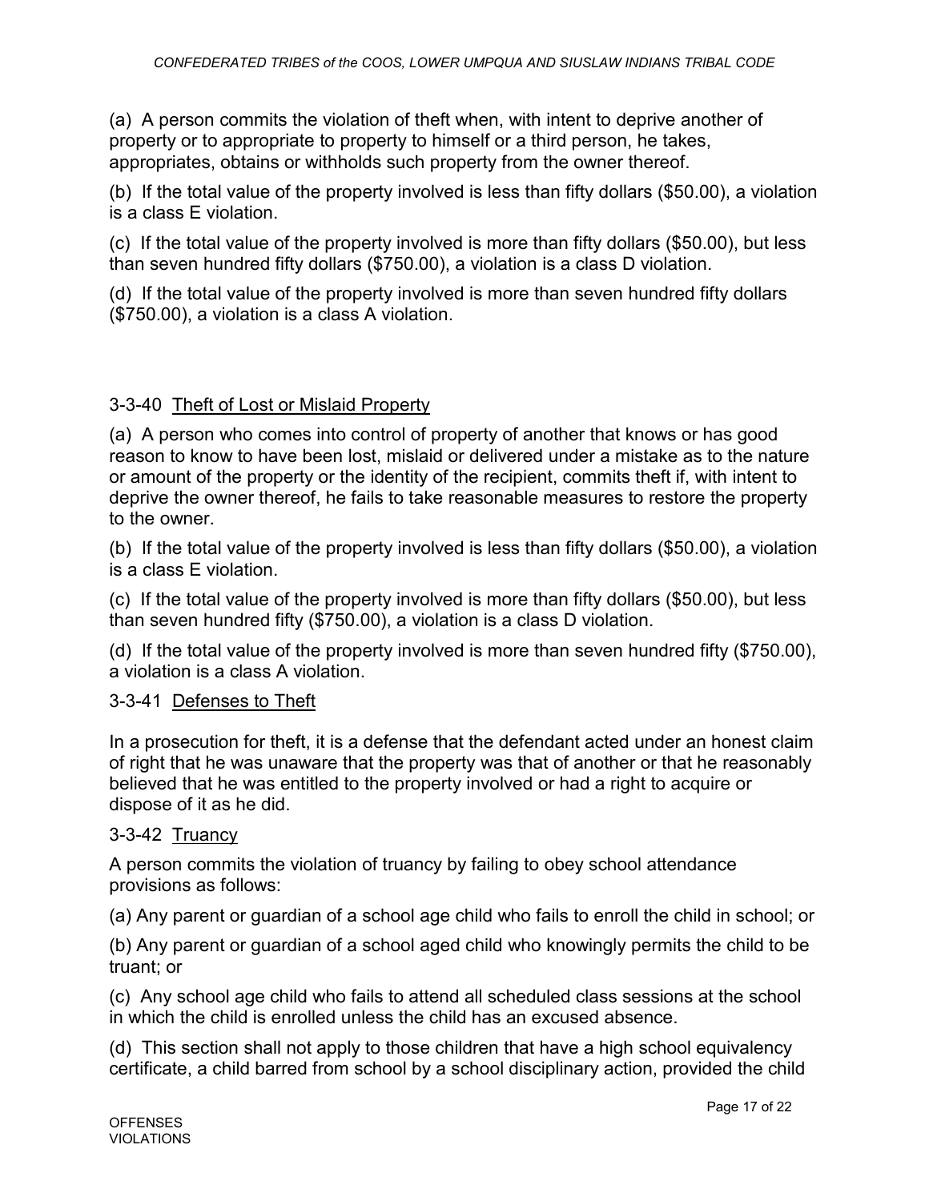(a) A person commits the violation of theft when, with intent to deprive another of property or to appropriate to property to himself or a third person, he takes, appropriates, obtains or withholds such property from the owner thereof.

(b) If the total value of the property involved is less than fifty dollars ($50.00), a violation is a class E violation.

(c) If the total value of the property involved is more than fifty dollars ($50.00), but less than seven hundred fifty dollars ($750.00), a violation is a class D violation.

(d) If the total value of the property involved is more than seven hundred fifty dollars ($750.00), a violation is a class A violation.

3-3-40 Theft of Lost or Mislaid Property

(a) A person who comes into control of property of another that knows or has good reason to know to have been lost, mislaid or delivered under a mistake as to the nature or amount of the property or the identity of the recipient, commits theft if, with intent to deprive the owner thereof, he fails to take reasonable measures to restore the property to the owner.

(b) If the total value of the property involved is less than fifty dollars ($50.00), a violation is a class E violation.

(c) If the total value of the property involved is more than fifty dollars ($50.00), but less than seven hundred fifty ($750.00), a violation is a class D violation.

(d) If the total value of the property involved is more than seven hundred fifty ($750.00), a violation is a class A violation.

3-3-41 Defenses to Theft

In a prosecution for theft, it is a defense that the defendant acted under an honest claim of right that he was unaware that the property was that of another or that he reasonably believed that he was entitled to the property involved or had a right to acquire or dispose of it as he did.

3-3-42 Truancy

A person commits the violation of truancy by failing to obey school attendance provisions as follows:

(a) Any parent or guardian of a school age child who fails to enroll the child in school; or

(b) Any parent or guardian of a school aged child who knowingly permits the child to be truant; or

(c) Any school age child who fails to attend all scheduled class sessions at the school in which the child is enrolled unless the child has an excused absence.

(d) This section shall not apply to those children that have a high school equivalency certificate, a child barred from school by a school disciplinary action, provided the child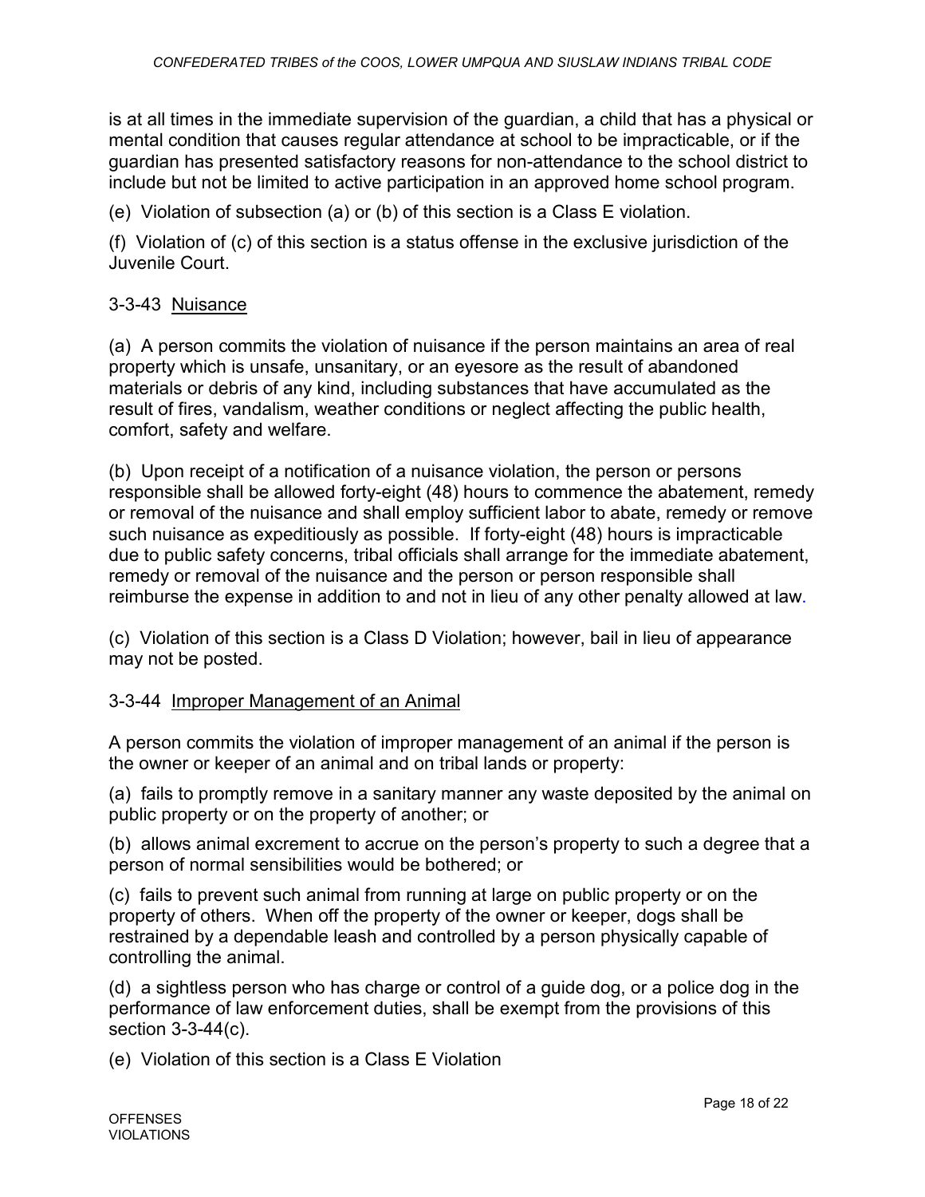is at all times in the immediate supervision of the guardian, a child that has a physical or mental condition that causes regular attendance at school to be impracticable, or if the guardian has presented satisfactory reasons for non-attendance to the school district to include but not be limited to active participation in an approved home school program.

(e) Violation of subsection (a) or (b) of this section is a Class E violation.

(f) Violation of (c) of this section is a status offense in the exclusive jurisdiction of the Juvenile Court.

### 3-3-43 Nuisance

(a) A person commits the violation of nuisance if the person maintains an area of real property which is unsafe, unsanitary, or an eyesore as the result of abandoned materials or debris of any kind, including substances that have accumulated as the result of fires, vandalism, weather conditions or neglect affecting the public health, comfort, safety and welfare.

(b) Upon receipt of a notification of a nuisance violation, the person or persons responsible shall be allowed forty-eight (48) hours to commence the abatement, remedy or removal of the nuisance and shall employ sufficient labor to abate, remedy or remove such nuisance as expeditiously as possible. If forty-eight (48) hours is impracticable due to public safety concerns, tribal officials shall arrange for the immediate abatement, remedy or removal of the nuisance and the person or person responsible shall reimburse the expense in addition to and not in lieu of any other penalty allowed at law.

(c) Violation of this section is a Class D Violation; however, bail in lieu of appearance may not be posted.

### 3-3-44 Improper Management of an Animal

A person commits the violation of improper management of an animal if the person is the owner or keeper of an animal and on tribal lands or property:

(a) fails to promptly remove in a sanitary manner any waste deposited by the animal on public property or on the property of another; or

(b) allows animal excrement to accrue on the person's property to such a degree that a person of normal sensibilities would be bothered; or

(c) fails to prevent such animal from running at large on public property or on the property of others. When off the property of the owner or keeper, dogs shall be restrained by a dependable leash and controlled by a person physically capable of controlling the animal.

(d) a sightless person who has charge or control of a guide dog, or a police dog in the performance of law enforcement duties, shall be exempt from the provisions of this section 3-3-44(c).

(e) Violation of this section is a Class E Violation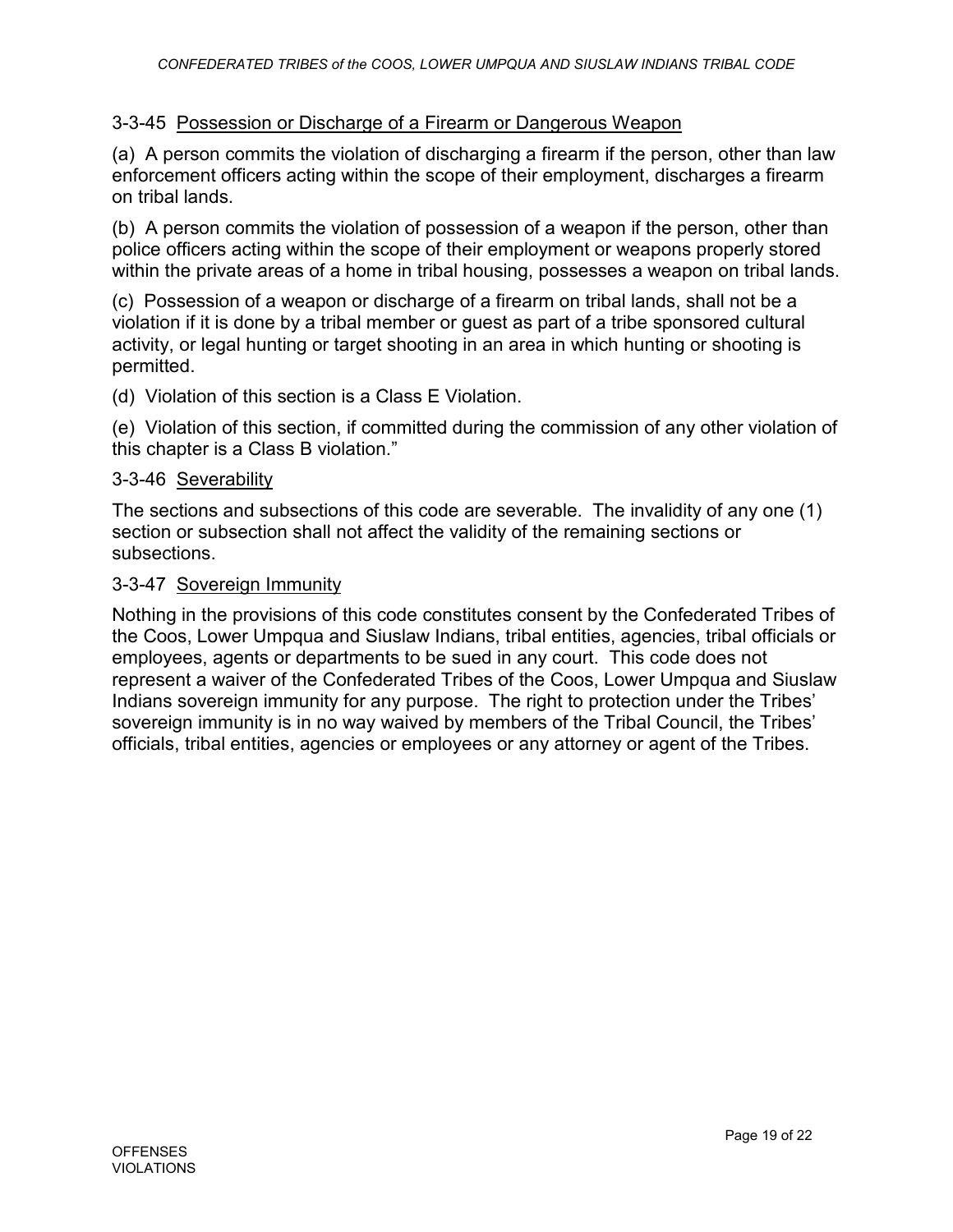## 3-3-45 Possession or Discharge of a Firearm or Dangerous Weapon

(a) A person commits the violation of discharging a firearm if the person, other than law enforcement officers acting within the scope of their employment, discharges a firearm on tribal lands.

(b) A person commits the violation of possession of a weapon if the person, other than police officers acting within the scope of their employment or weapons properly stored within the private areas of a home in tribal housing, possesses a weapon on tribal lands.

(c) Possession of a weapon or discharge of a firearm on tribal lands, shall not be a violation if it is done by a tribal member or guest as part of a tribe sponsored cultural activity, or legal hunting or target shooting in an area in which hunting or shooting is permitted.

(d) Violation of this section is a Class E Violation.

(e) Violation of this section, if committed during the commission of any other violation of this chapter is a Class B violation."

## 3-3-46 Severability

The sections and subsections of this code are severable. The invalidity of any one (1) section or subsection shall not affect the validity of the remaining sections or subsections.

## 3-3-47 Sovereign Immunity

Nothing in the provisions of this code constitutes consent by the Confederated Tribes of the Coos, Lower Umpqua and Siuslaw Indians, tribal entities, agencies, tribal officials or employees, agents or departments to be sued in any court. This code does not represent a waiver of the Confederated Tribes of the Coos, Lower Umpqua and Siuslaw Indians sovereign immunity for any purpose. The right to protection under the Tribes' sovereign immunity is in no way waived by members of the Tribal Council, the Tribes' officials, tribal entities, agencies or employees or any attorney or agent of the Tribes.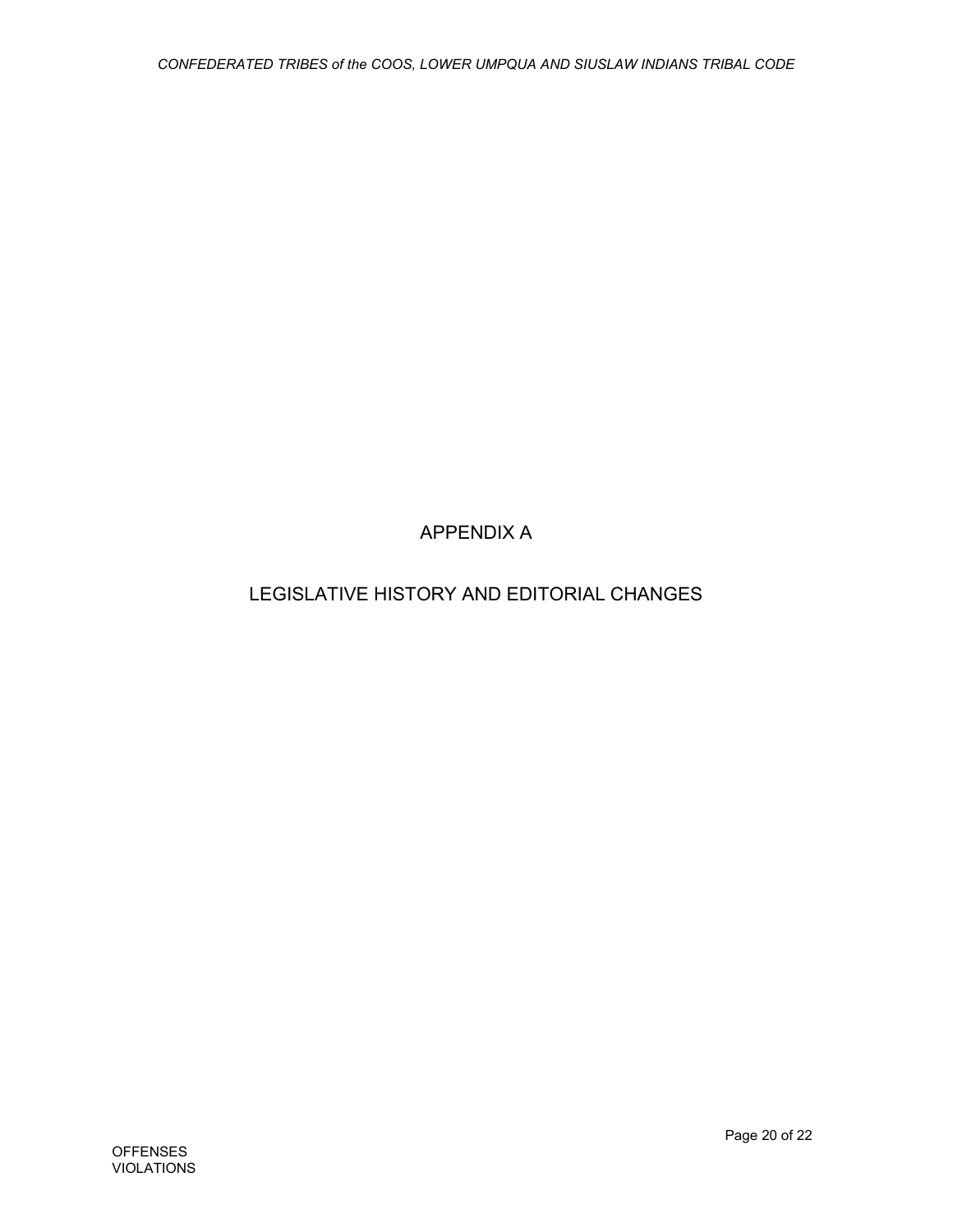# APPENDIX A

# LEGISLATIVE HISTORY AND EDITORIAL CHANGES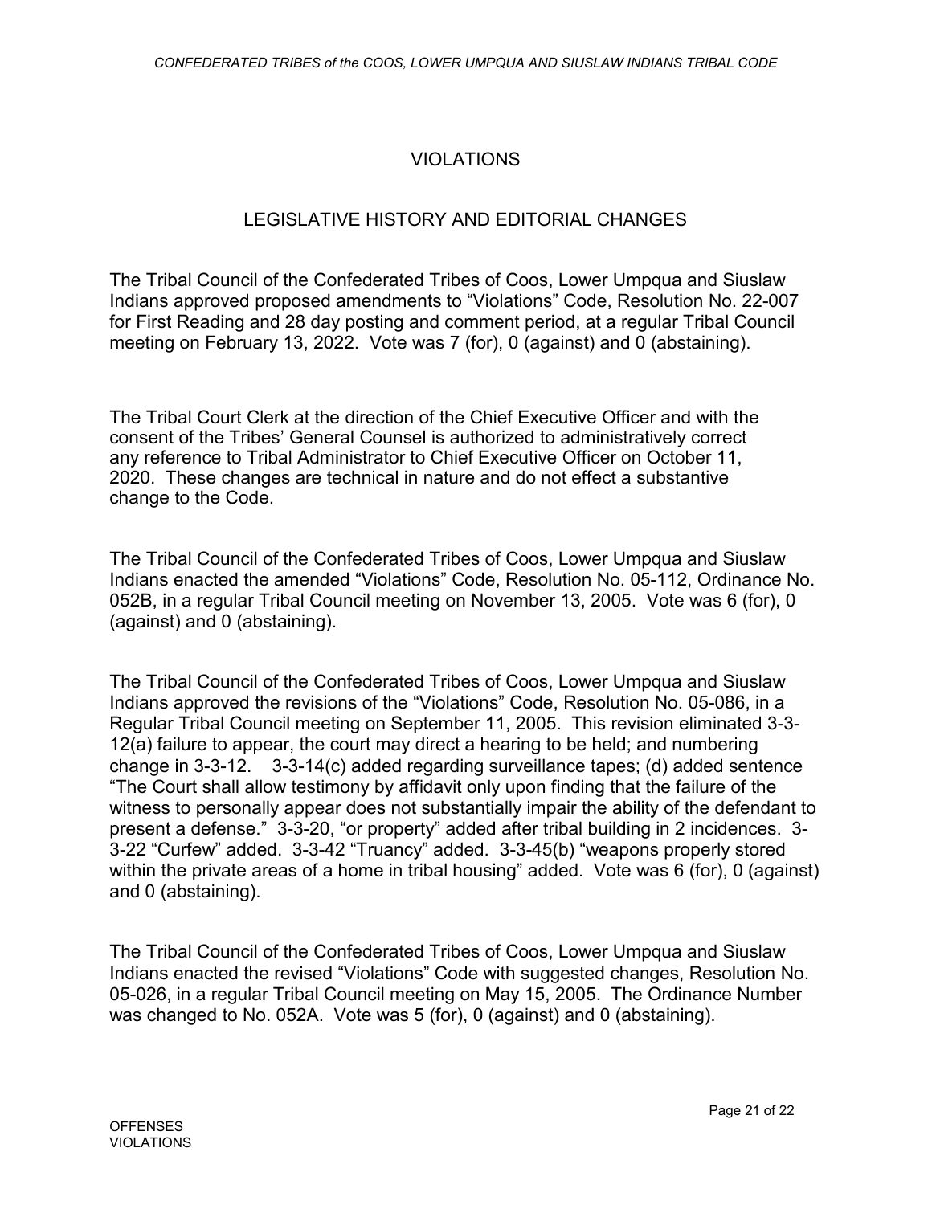# VIOLATIONS

## LEGISLATIVE HISTORY AND EDITORIAL CHANGES

The Tribal Council of the Confederated Tribes of Coos, Lower Umpqua and Siuslaw Indians approved proposed amendments to "Violations" Code, Resolution No. 22-007 for First Reading and 28 day posting and comment period, at a regular Tribal Council meeting on February 13, 2022. Vote was 7 (for), 0 (against) and 0 (abstaining).

The Tribal Court Clerk at the direction of the Chief Executive Officer and with the consent of the Tribes' General Counsel is authorized to administratively correct any reference to Tribal Administrator to Chief Executive Officer on October 11, 2020. These changes are technical in nature and do not effect a substantive change to the Code.

The Tribal Council of the Confederated Tribes of Coos, Lower Umpqua and Siuslaw Indians enacted the amended "Violations" Code, Resolution No. 05-112, Ordinance No. 052B, in a regular Tribal Council meeting on November 13, 2005. Vote was 6 (for), 0 (against) and 0 (abstaining).

The Tribal Council of the Confederated Tribes of Coos, Lower Umpqua and Siuslaw Indians approved the revisions of the "Violations" Code, Resolution No. 05-086, in a Regular Tribal Council meeting on September 11, 2005. This revision eliminated 3-3-12(a) failure to appear, the court may direct a hearing to be held; and numbering change in 3-3-12. 3-3-14(c) added regarding surveillance tapes; (d) added sentence "The Court shall allow testimony by affidavit only upon finding that the failure of the witness to personally appear does not substantially impair the ability of the defendant to present a defense." 3-3-20, "or property" added after tribal building in 2 incidences. 3-3-22 "Curfew" added. 3-3-42 "Truancy" added. 3-3-45(b) "weapons properly stored within the private areas of a home in tribal housing" added. Vote was 6 (for), 0 (against) and 0 (abstaining).

The Tribal Council of the Confederated Tribes of Coos, Lower Umpqua and Siuslaw Indians enacted the revised "Violations" Code with suggested changes, Resolution No. 05-026, in a regular Tribal Council meeting on May 15, 2005. The Ordinance Number was changed to No. 052A. Vote was 5 (for), 0 (against) and 0 (abstaining).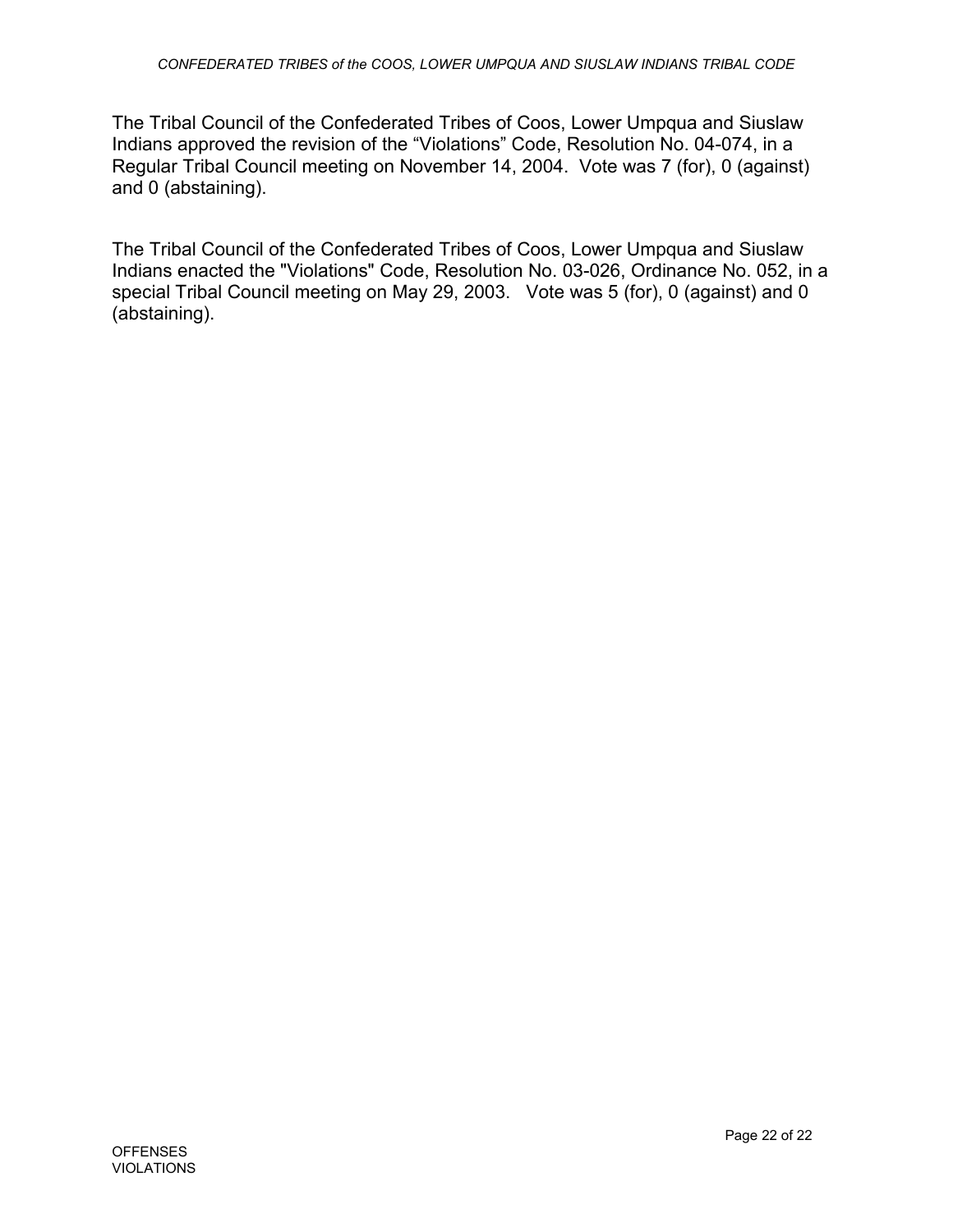The Tribal Council of the Confederated Tribes of Coos, Lower Umpqua and Siuslaw Indians approved the revision of the “Violations” Code, Resolution No. 04-074, in a Regular Tribal Council meeting on November 14, 2004. Vote was 7 (for), 0 (against) and 0 (abstaining).

The Tribal Council of the Confederated Tribes of Coos, Lower Umpqua and Siuslaw Indians enacted the "Violations" Code, Resolution No. 03-026, Ordinance No. 052, in a special Tribal Council meeting on May 29, 2003. Vote was 5 (for), 0 (against) and 0 (abstaining).